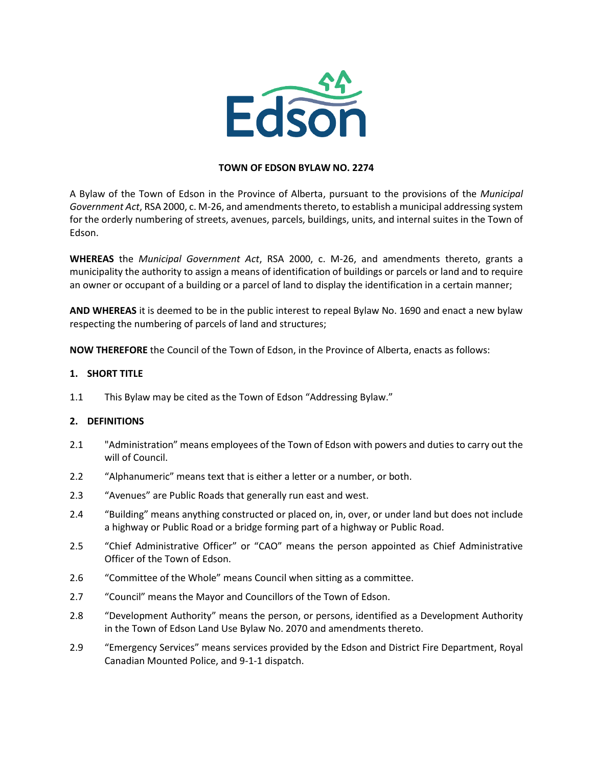**TOWN OF EDSON BYLAW NO. 2274**

A Bylaw of the Town of Edson in the Province of Alberta, pursuant to the provisions of the *Municipal Government Act*, RSA 2000, c. M-26, and amendments thereto, to establish a municipal addressing system for the orderly numbering of streets, avenues, parcels, buildings, units, and internal suites in the Town of Edson.

**WHEREAS** the *Municipal Government Act*, RSA 2000, c. M-26, and amendments thereto, grants a municipality the authority to assign a means of identification of buildings or parcels or land and to require an owner or occupant of a building or a parcel of land to display the identification in a certain manner;

**AND WHEREAS** it is deemed to be in the public interest to repeal Bylaw No. 1690 and enact a new bylaw respecting the numbering of parcels of land and structures;

**NOW THEREFORE** the Council of the Town of Edson, in the Province of Alberta, enacts as follows:

**1. SHORT TITLE**

1.1 This Bylaw may be cited as the Town of Edson "Addressing Bylaw."

**2. DEFINITIONS**

2.1 "Administration" means employees of the Town of Edson with powers and duties to carry out the will of Council.

2.2 "Alphanumeric" means text that is either a letter or a number, or both.

2.3 "Avenues" are Public Roads that generally run east and west.

2.4 "Building" means anything constructed or placed on, in, over, or under land but does not include a highway or Public Road or a bridge forming part of a highway or Public Road.

2.5 "Chief Administrative Officer" or "CAO" means the person appointed as Chief Administrative Officer of the Town of Edson.

2.6 "Committee of the Whole" means Council when sitting as a committee.

2.7 "Council" means the Mayor and Councillors of the Town of Edson.

2.8 "Development Authority" means the person, or persons, identified as a Development Authority in the Town of Edson Land Use Bylaw No. 2070 and amendments thereto.

2.9 "Emergency Services" means services provided by the Edson and District Fire Department, Royal Canadian Mounted Police, and 9-1-1 dispatch.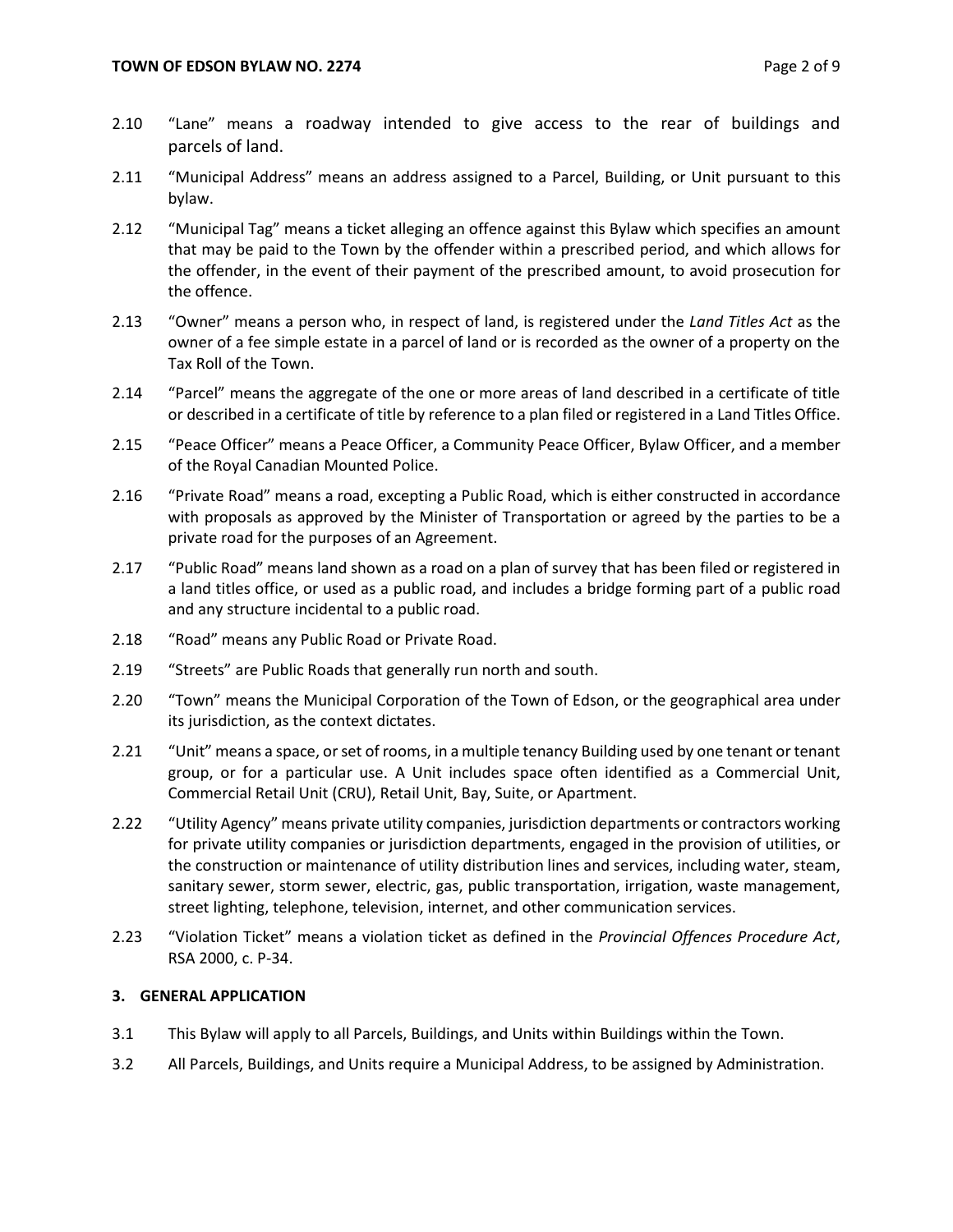2.10 "Lane" means a roadway intended to give access to the rear of buildings and parcels of land.

2.11 "Municipal Address" means an address assigned to a Parcel, Building, or Unit pursuant to this bylaw.

2.12 "Municipal Tag" means a ticket alleging an offence against this Bylaw which specifies an amount that may be paid to the Town by the offender within a prescribed period, and which allows for the offender, in the event of their payment of the prescribed amount, to avoid prosecution for the offence.

2.13 "Owner" means a person who, in respect of land, is registered under the *Land Titles Act* as the owner of a fee simple estate in a parcel of land or is recorded as the owner of a property on the Tax Roll of the Town.

2.14 "Parcel" means the aggregate of the one or more areas of land described in a certificate of title or described in a certificate of title by reference to a plan filed or registered in a Land Titles Office.

2.15 "Peace Officer" means a Peace Officer, a Community Peace Officer, Bylaw Officer, and a member of the Royal Canadian Mounted Police.

2.16 "Private Road" means a road, excepting a Public Road, which is either constructed in accordance with proposals as approved by the Minister of Transportation or agreed by the parties to be a private road for the purposes of an Agreement.

2.17 "Public Road" means land shown as a road on a plan of survey that has been filed or registered in a land titles office, or used as a public road, and includes a bridge forming part of a public road and any structure incidental to a public road.

2.18 "Road" means any Public Road or Private Road.

2.19 "Streets" are Public Roads that generally run north and south.

2.20 "Town" means the Municipal Corporation of the Town of Edson, or the geographical area under its jurisdiction, as the context dictates.

2.21 "Unit" means a space, or set of rooms, in a multiple tenancy Building used by one tenant or tenant group, or for a particular use. A Unit includes space often identified as a Commercial Unit, Commercial Retail Unit (CRU), Retail Unit, Bay, Suite, or Apartment.

2.22 "Utility Agency" means private utility companies, jurisdiction departments or contractors working for private utility companies or jurisdiction departments, engaged in the provision of utilities, or the construction or maintenance of utility distribution lines and services, including water, steam, sanitary sewer, storm sewer, electric, gas, public transportation, irrigation, waste management, street lighting, telephone, television, internet, and other communication services.

2.23 "Violation Ticket" means a violation ticket as defined in the *Provincial Offences Procedure Act*, RSA 2000, c. P-34.

## 3. GENERAL APPLICATION

3.1 This Bylaw will apply to all Parcels, Buildings, and Units within Buildings within the Town.

3.2 All Parcels, Buildings, and Units require a Municipal Address, to be assigned by Administration.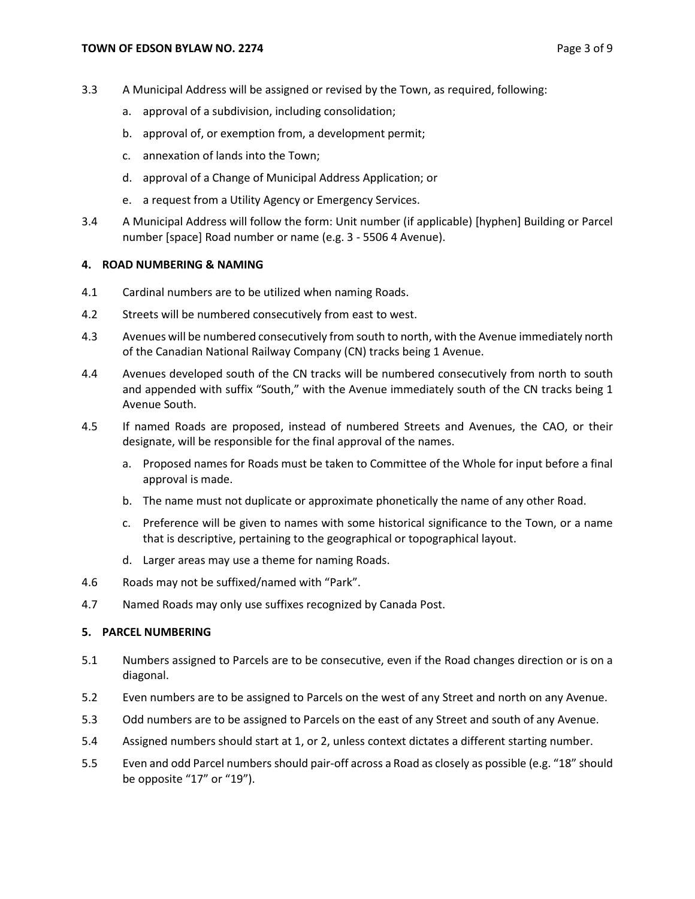3.3 A Municipal Address will be assigned or revised by the Town, as required, following:

   a. approval of a subdivision, including consolidation;

   b. approval of, or exemption from, a development permit;

   c. annexation of lands into the Town;

   d. approval of a Change of Municipal Address Application; or

   e. a request from a Utility Agency or Emergency Services.

3.4 A Municipal Address will follow the form: Unit number (if applicable) [hyphen] Building or Parcel number [space] Road number or name (e.g. 3 - 5506 4 Avenue).

## 4. ROAD NUMBERING & NAMING

4.1 Cardinal numbers are to be utilized when naming Roads.

4.2 Streets will be numbered consecutively from east to west.

4.3 Avenues will be numbered consecutively from south to north, with the Avenue immediately north of the Canadian National Railway Company (CN) tracks being 1 Avenue.

4.4 Avenues developed south of the CN tracks will be numbered consecutively from north to south and appended with suffix "South," with the Avenue immediately south of the CN tracks being 1 Avenue South.

4.5 If named Roads are proposed, instead of numbered Streets and Avenues, the CAO, or their designate, will be responsible for the final approval of the names.

   a. Proposed names for Roads must be taken to Committee of the Whole for input before a final approval is made.

   b. The name must not duplicate or approximate phonetically the name of any other Road.

   c. Preference will be given to names with some historical significance to the Town, or a name that is descriptive, pertaining to the geographical or topographical layout.

   d. Larger areas may use a theme for naming Roads.

4.6 Roads may not be suffixed/named with "Park".

4.7 Named Roads may only use suffixes recognized by Canada Post.

## 5. PARCEL NUMBERING

5.1 Numbers assigned to Parcels are to be consecutive, even if the Road changes direction or is on a diagonal.

5.2 Even numbers are to be assigned to Parcels on the west of any Street and north on any Avenue.

5.3 Odd numbers are to be assigned to Parcels on the east of any Street and south of any Avenue.

5.4 Assigned numbers should start at 1, or 2, unless context dictates a different starting number.

5.5 Even and odd Parcel numbers should pair-off across a Road as closely as possible (e.g. "18" should be opposite "17" or "19").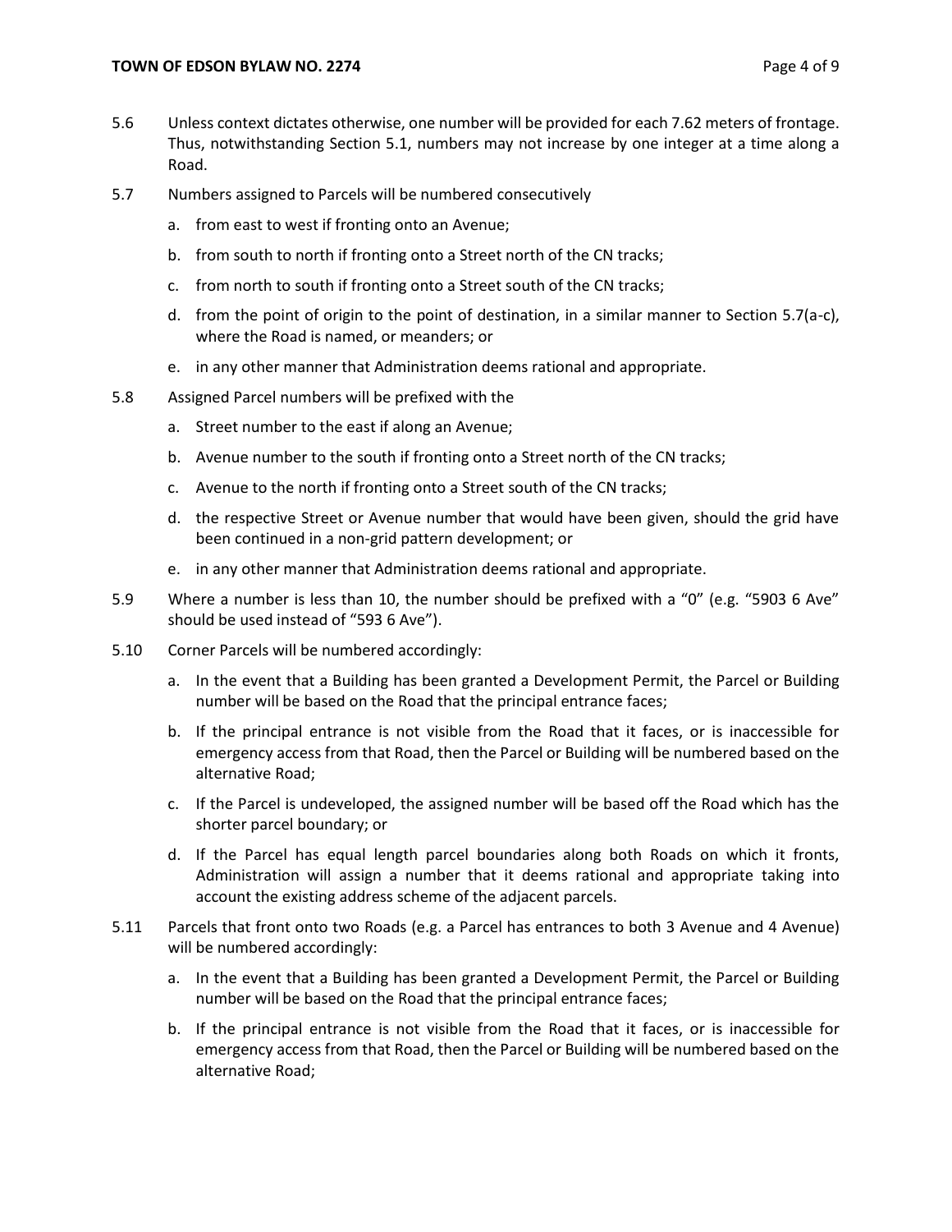5.6 Unless context dictates otherwise, one number will be provided for each 7.62 meters of frontage. Thus, notwithstanding Section 5.1, numbers may not increase by one integer at a time along a Road.

5.7 Numbers assigned to Parcels will be numbered consecutively

   a. from east to west if fronting onto an Avenue;

   b. from south to north if fronting onto a Street north of the CN tracks;

   c. from north to south if fronting onto a Street south of the CN tracks;

   d. from the point of origin to the point of destination, in a similar manner to Section 5.7(a-c), where the Road is named, or meanders; or

   e. in any other manner that Administration deems rational and appropriate.

5.8 Assigned Parcel numbers will be prefixed with the

   a. Street number to the east if along an Avenue;

   b. Avenue number to the south if fronting onto a Street north of the CN tracks;

   c. Avenue to the north if fronting onto a Street south of the CN tracks;

   d. the respective Street or Avenue number that would have been given, should the grid have been continued in a non-grid pattern development; or

   e. in any other manner that Administration deems rational and appropriate.

5.9 Where a number is less than 10, the number should be prefixed with a "0" (e.g. "5903 6 Ave" should be used instead of "593 6 Ave").

5.10 Corner Parcels will be numbered accordingly:

   a. In the event that a Building has been granted a Development Permit, the Parcel or Building number will be based on the Road that the principal entrance faces;

   b. If the principal entrance is not visible from the Road that it faces, or is inaccessible for emergency access from that Road, then the Parcel or Building will be numbered based on the alternative Road;

   c. If the Parcel is undeveloped, the assigned number will be based off the Road which has the shorter parcel boundary; or

   d. If the Parcel has equal length parcel boundaries along both Roads on which it fronts, Administration will assign a number that it deems rational and appropriate taking into account the existing address scheme of the adjacent parcels.

5.11 Parcels that front onto two Roads (e.g. a Parcel has entrances to both 3 Avenue and 4 Avenue) will be numbered accordingly:

   a. In the event that a Building has been granted a Development Permit, the Parcel or Building number will be based on the Road that the principal entrance faces;

   b. If the principal entrance is not visible from the Road that it faces, or is inaccessible for emergency access from that Road, then the Parcel or Building will be numbered based on the alternative Road;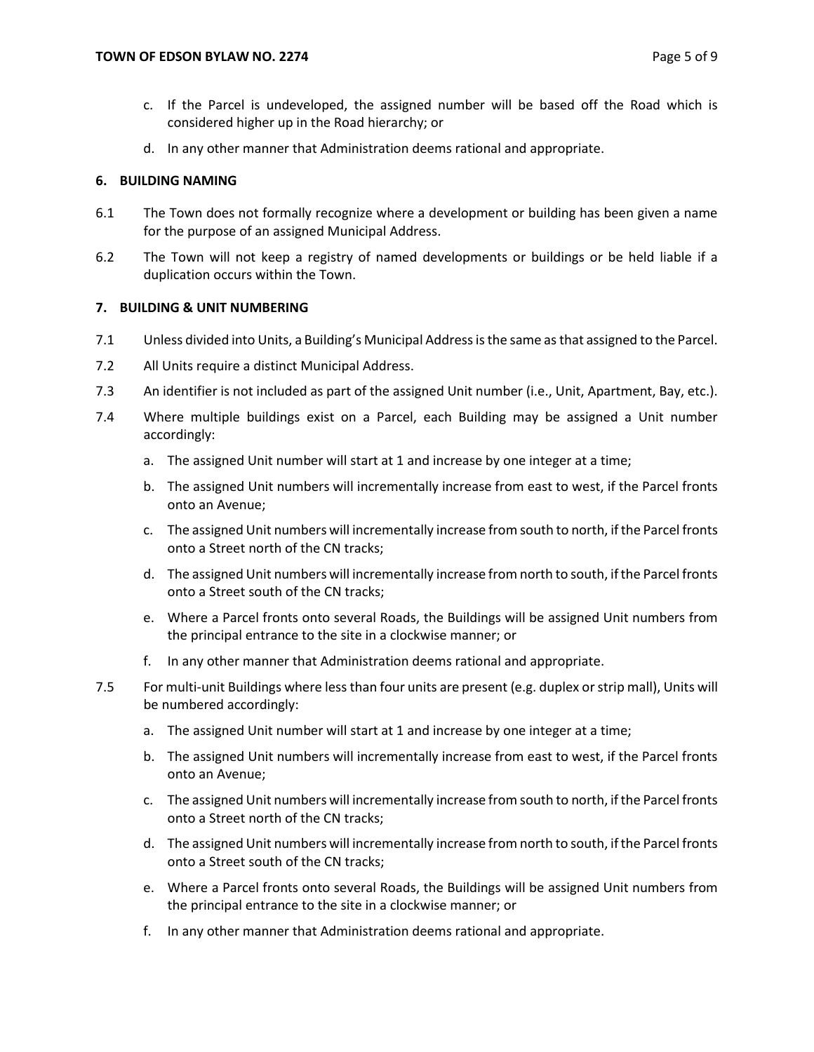c. If the Parcel is undeveloped, the assigned number will be based off the Road which is considered higher up in the Road hierarchy; or

d. In any other manner that Administration deems rational and appropriate.

**6. BUILDING NAMING**

6.1 The Town does not formally recognize where a development or building has been given a name for the purpose of an assigned Municipal Address.

6.2 The Town will not keep a registry of named developments or buildings or be held liable if a duplication occurs within the Town.

**7. BUILDING & UNIT NUMBERING**

7.1 Unless divided into Units, a Building's Municipal Address is the same as that assigned to the Parcel.

7.2 All Units require a distinct Municipal Address.

7.3 An identifier is not included as part of the assigned Unit number (i.e., Unit, Apartment, Bay, etc.).

7.4 Where multiple buildings exist on a Parcel, each Building may be assigned a Unit number accordingly:

a. The assigned Unit number will start at 1 and increase by one integer at a time;

b. The assigned Unit numbers will incrementally increase from east to west, if the Parcel fronts onto an Avenue;

c. The assigned Unit numbers will incrementally increase from south to north, if the Parcel fronts onto a Street north of the CN tracks;

d. The assigned Unit numbers will incrementally increase from north to south, if the Parcel fronts onto a Street south of the CN tracks;

e. Where a Parcel fronts onto several Roads, the Buildings will be assigned Unit numbers from the principal entrance to the site in a clockwise manner; or

f. In any other manner that Administration deems rational and appropriate.

7.5 For multi-unit Buildings where less than four units are present (e.g. duplex or strip mall), Units will be numbered accordingly:

a. The assigned Unit number will start at 1 and increase by one integer at a time;

b. The assigned Unit numbers will incrementally increase from east to west, if the Parcel fronts onto an Avenue;

c. The assigned Unit numbers will incrementally increase from south to north, if the Parcel fronts onto a Street north of the CN tracks;

d. The assigned Unit numbers will incrementally increase from north to south, if the Parcel fronts onto a Street south of the CN tracks;

e. Where a Parcel fronts onto several Roads, the Buildings will be assigned Unit numbers from the principal entrance to the site in a clockwise manner; or

f. In any other manner that Administration deems rational and appropriate.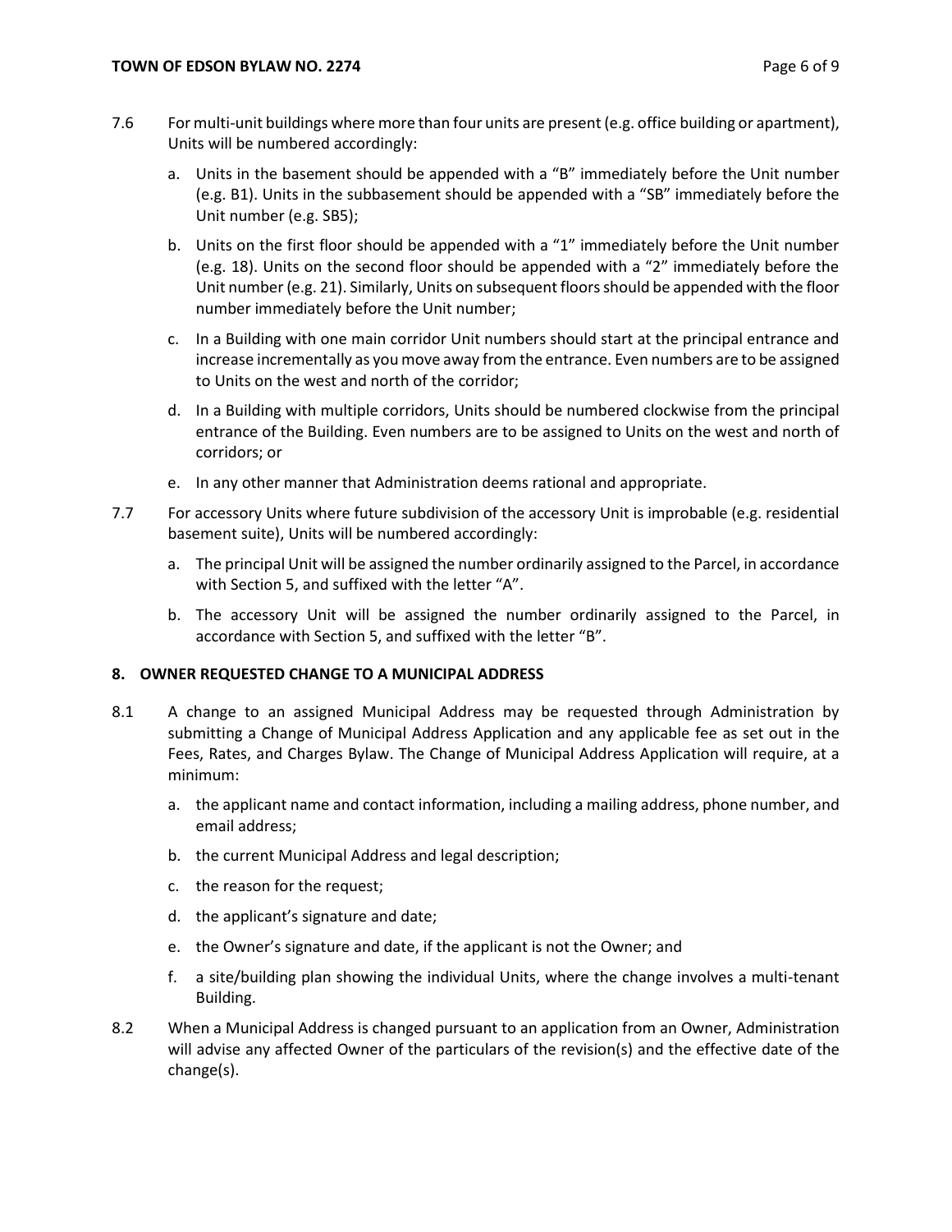7.6 For multi-unit buildings where more than four units are present (e.g. office building or apartment), Units will be numbered accordingly:

a. Units in the basement should be appended with a “B” immediately before the Unit number (e.g. B1). Units in the subbasement should be appended with a “SB” immediately before the Unit number (e.g. SB5);

b. Units on the first floor should be appended with a “1” immediately before the Unit number (e.g. 18). Units on the second floor should be appended with a “2” immediately before the Unit number (e.g. 21). Similarly, Units on subsequent floors should be appended with the floor number immediately before the Unit number;

c. In a Building with one main corridor Unit numbers should start at the principal entrance and increase incrementally as you move away from the entrance. Even numbers are to be assigned to Units on the west and north of the corridor;

d. In a Building with multiple corridors, Units should be numbered clockwise from the principal entrance of the Building. Even numbers are to be assigned to Units on the west and north of corridors; or

e. In any other manner that Administration deems rational and appropriate.

7.7 For accessory Units where future subdivision of the accessory Unit is improbable (e.g. residential basement suite), Units will be numbered accordingly:

a. The principal Unit will be assigned the number ordinarily assigned to the Parcel, in accordance with Section 5, and suffixed with the letter “A”.

b. The accessory Unit will be assigned the number ordinarily assigned to the Parcel, in accordance with Section 5, and suffixed with the letter “B”.

## 8. OWNER REQUESTED CHANGE TO A MUNICIPAL ADDRESS

8.1 A change to an assigned Municipal Address may be requested through Administration by submitting a Change of Municipal Address Application and any applicable fee as set out in the Fees, Rates, and Charges Bylaw. The Change of Municipal Address Application will require, at a minimum:

a. the applicant name and contact information, including a mailing address, phone number, and email address;

b. the current Municipal Address and legal description;

c. the reason for the request;

d. the applicant’s signature and date;

e. the Owner’s signature and date, if the applicant is not the Owner; and

f. a site/building plan showing the individual Units, where the change involves a multi-tenant Building.

8.2 When a Municipal Address is changed pursuant to an application from an Owner, Administration will advise any affected Owner of the particulars of the revision(s) and the effective date of the change(s).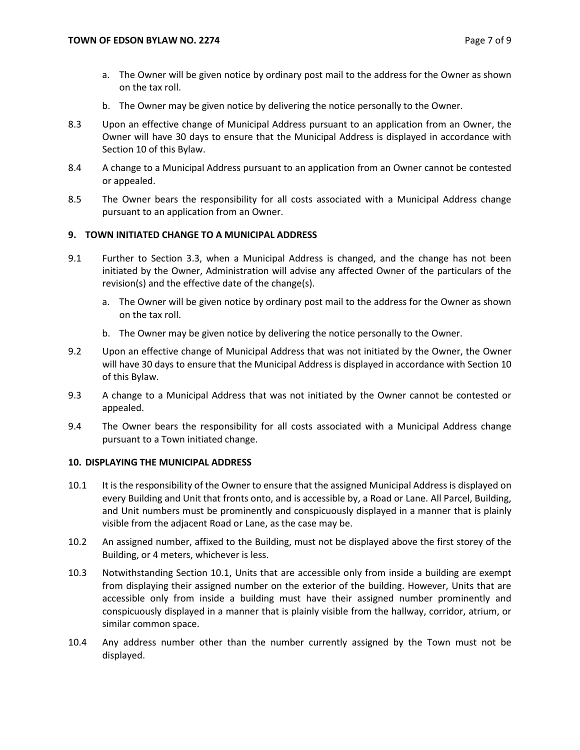a. The Owner will be given notice by ordinary post mail to the address for the Owner as shown on the tax roll.

b. The Owner may be given notice by delivering the notice personally to the Owner.

8.3 Upon an effective change of Municipal Address pursuant to an application from an Owner, the Owner will have 30 days to ensure that the Municipal Address is displayed in accordance with Section 10 of this Bylaw.

8.4 A change to a Municipal Address pursuant to an application from an Owner cannot be contested or appealed.

8.5 The Owner bears the responsibility for all costs associated with a Municipal Address change pursuant to an application from an Owner.

### 9. TOWN INITIATED CHANGE TO A MUNICIPAL ADDRESS

9.1 Further to Section 3.3, when a Municipal Address is changed, and the change has not been initiated by the Owner, Administration will advise any affected Owner of the particulars of the revision(s) and the effective date of the change(s).

a. The Owner will be given notice by ordinary post mail to the address for the Owner as shown on the tax roll.

b. The Owner may be given notice by delivering the notice personally to the Owner.

9.2 Upon an effective change of Municipal Address that was not initiated by the Owner, the Owner will have 30 days to ensure that the Municipal Address is displayed in accordance with Section 10 of this Bylaw.

9.3 A change to a Municipal Address that was not initiated by the Owner cannot be contested or appealed.

9.4 The Owner bears the responsibility for all costs associated with a Municipal Address change pursuant to a Town initiated change.

### 10. DISPLAYING THE MUNICIPAL ADDRESS

10.1 It is the responsibility of the Owner to ensure that the assigned Municipal Address is displayed on every Building and Unit that fronts onto, and is accessible by, a Road or Lane. All Parcel, Building, and Unit numbers must be prominently and conspicuously displayed in a manner that is plainly visible from the adjacent Road or Lane, as the case may be.

10.2 An assigned number, affixed to the Building, must not be displayed above the first storey of the Building, or 4 meters, whichever is less.

10.3 Notwithstanding Section 10.1, Units that are accessible only from inside a building are exempt from displaying their assigned number on the exterior of the building. However, Units that are accessible only from inside a building must have their assigned number prominently and conspicuously displayed in a manner that is plainly visible from the hallway, corridor, atrium, or similar common space.

10.4 Any address number other than the number currently assigned by the Town must not be displayed.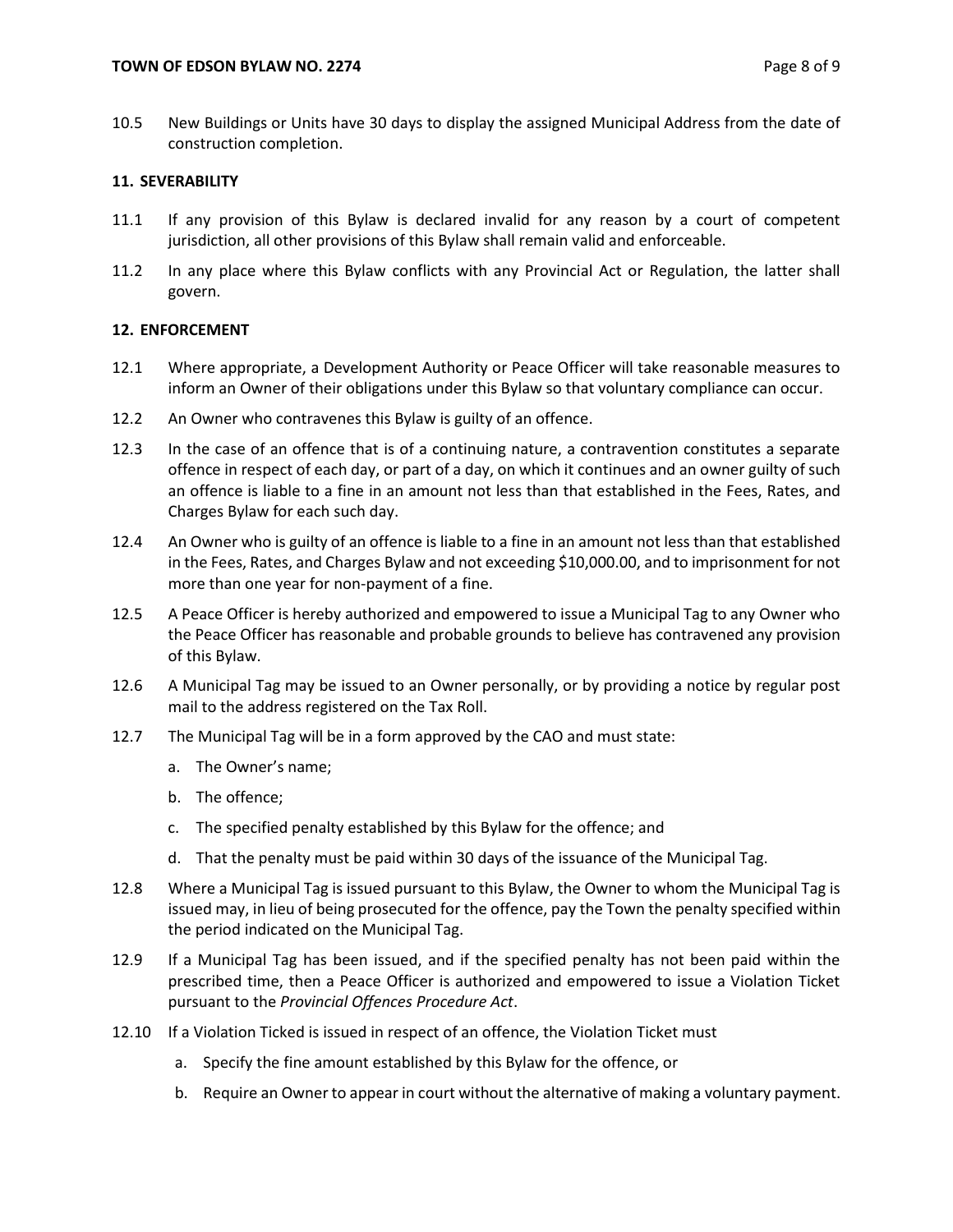10.5 New Buildings or Units have 30 days to display the assigned Municipal Address from the date of construction completion.

## 11. SEVERABILITY

11.1 If any provision of this Bylaw is declared invalid for any reason by a court of competent jurisdiction, all other provisions of this Bylaw shall remain valid and enforceable.

11.2 In any place where this Bylaw conflicts with any Provincial Act or Regulation, the latter shall govern.

## 12. ENFORCEMENT

12.1 Where appropriate, a Development Authority or Peace Officer will take reasonable measures to inform an Owner of their obligations under this Bylaw so that voluntary compliance can occur.

12.2 An Owner who contravenes this Bylaw is guilty of an offence.

12.3 In the case of an offence that is of a continuing nature, a contravention constitutes a separate offence in respect of each day, or part of a day, on which it continues and an owner guilty of such an offence is liable to a fine in an amount not less than that established in the Fees, Rates, and Charges Bylaw for each such day.

12.4 An Owner who is guilty of an offence is liable to a fine in an amount not less than that established in the Fees, Rates, and Charges Bylaw and not exceeding $10,000.00, and to imprisonment for not more than one year for non-payment of a fine.

12.5 A Peace Officer is hereby authorized and empowered to issue a Municipal Tag to any Owner who the Peace Officer has reasonable and probable grounds to believe has contravened any provision of this Bylaw.

12.6 A Municipal Tag may be issued to an Owner personally, or by providing a notice by regular post mail to the address registered on the Tax Roll.

12.7 The Municipal Tag will be in a form approved by the CAO and must state:

a. The Owner's name;

b. The offence;

c. The specified penalty established by this Bylaw for the offence; and

d. That the penalty must be paid within 30 days of the issuance of the Municipal Tag.

12.8 Where a Municipal Tag is issued pursuant to this Bylaw, the Owner to whom the Municipal Tag is issued may, in lieu of being prosecuted for the offence, pay the Town the penalty specified within the period indicated on the Municipal Tag.

12.9 If a Municipal Tag has been issued, and if the specified penalty has not been paid within the prescribed time, then a Peace Officer is authorized and empowered to issue a Violation Ticket pursuant to the *Provincial Offences Procedure Act*.

12.10 If a Violation Ticked is issued in respect of an offence, the Violation Ticket must

a. Specify the fine amount established by this Bylaw for the offence, or

b. Require an Owner to appear in court without the alternative of making a voluntary payment.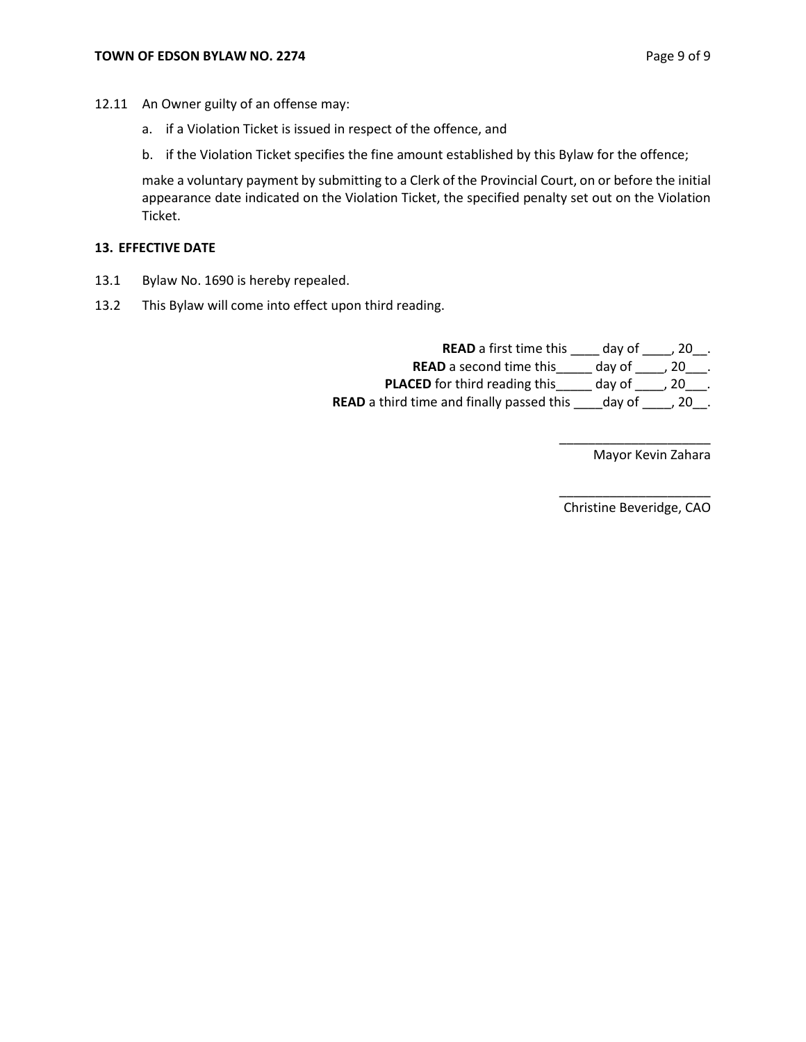12.11 An Owner guilty of an offense may:

a. if a Violation Ticket is issued in respect of the offence, and

b. if the Violation Ticket specifies the fine amount established by this Bylaw for the offence;

make a voluntary payment by submitting to a Clerk of the Provincial Court, on or before the initial appearance date indicated on the Violation Ticket, the specified penalty set out on the Violation Ticket.

**13. EFFECTIVE DATE**

13.1 Bylaw No. 1690 is hereby repealed.

13.2 This Bylaw will come into effect upon third reading.

**READ** a first time this ____ day of ____, 20__.
**READ** a second time this_____ day of ____, 20___.
**PLACED** for third reading this_____ day of ____, 20___.
**READ** a third time and finally passed this ____day of ____, 20__.

_____________________
Mayor Kevin Zahara

_____________________
Christine Beveridge, CAO